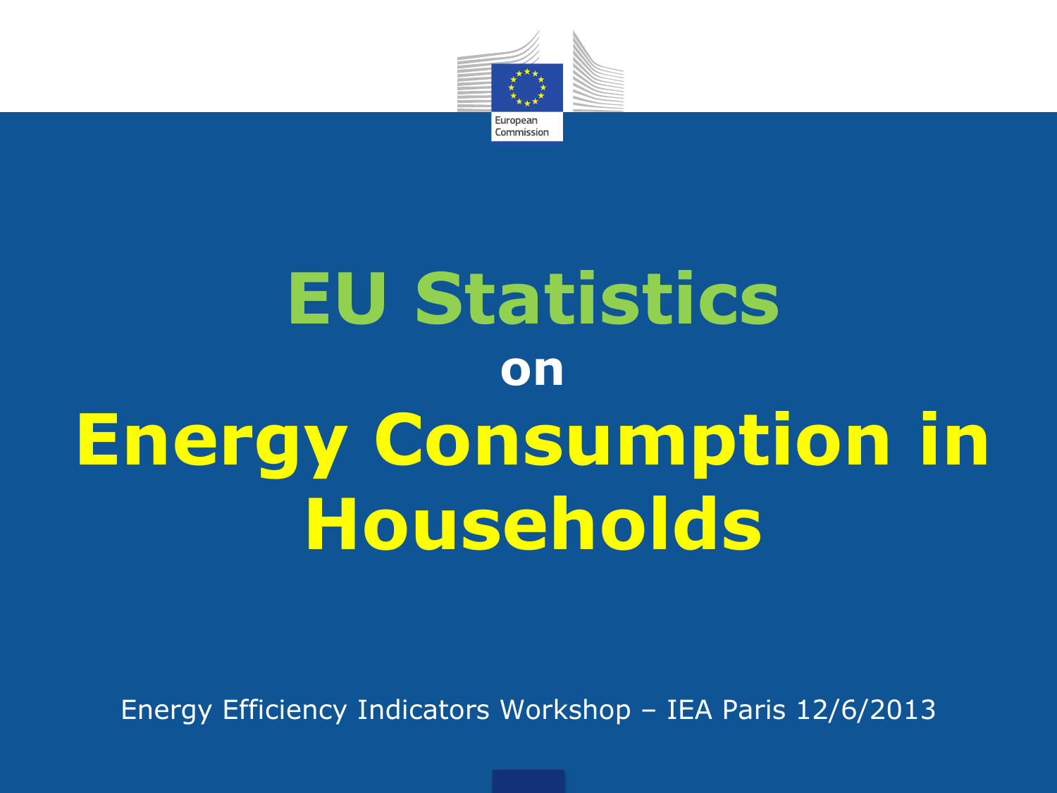European Commission

# EU Statistics on Energy Consumption in Households

Energy Efficiency Indicators Workshop – IEA Paris 12/6/2013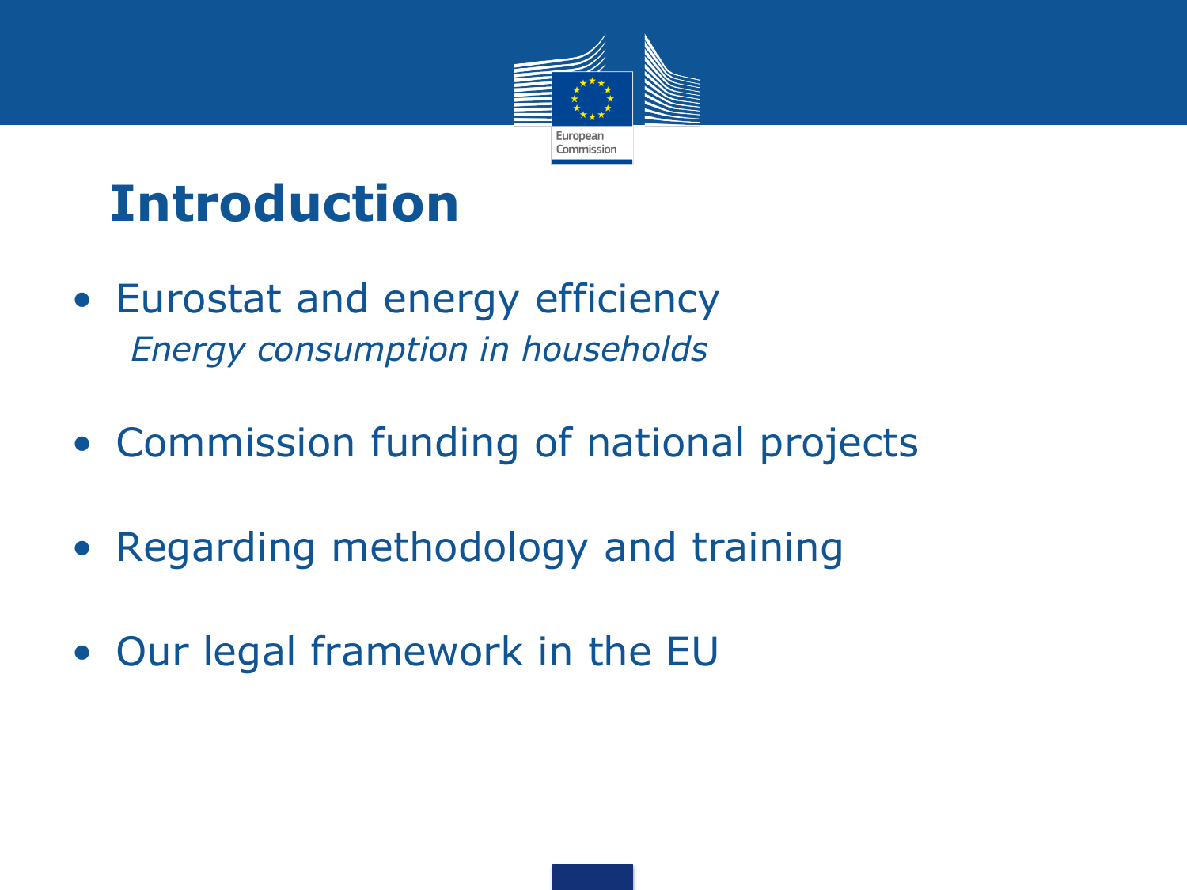# Introduction

- Eurostat and energy efficiency
  *Energy consumption in households*
- Commission funding of national projects
- Regarding methodology and training
- Our legal framework in the EU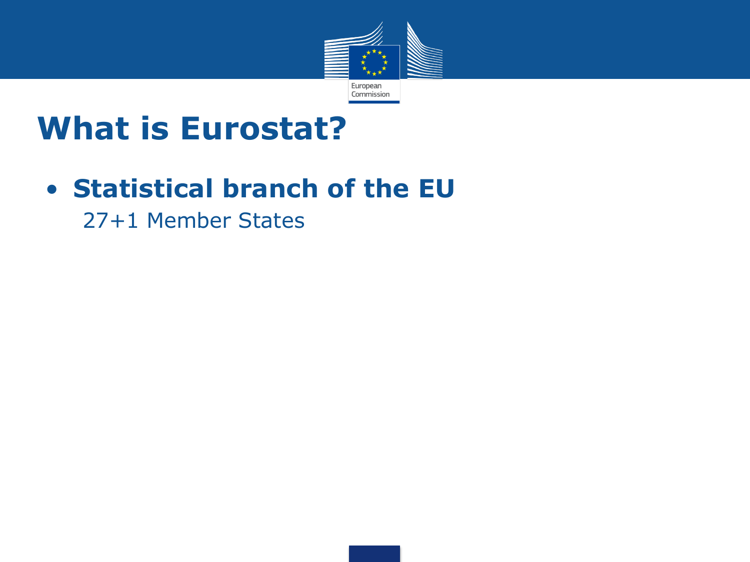# What is Eurostat?

- **Statistical branch of the EU**

  27+1 Member States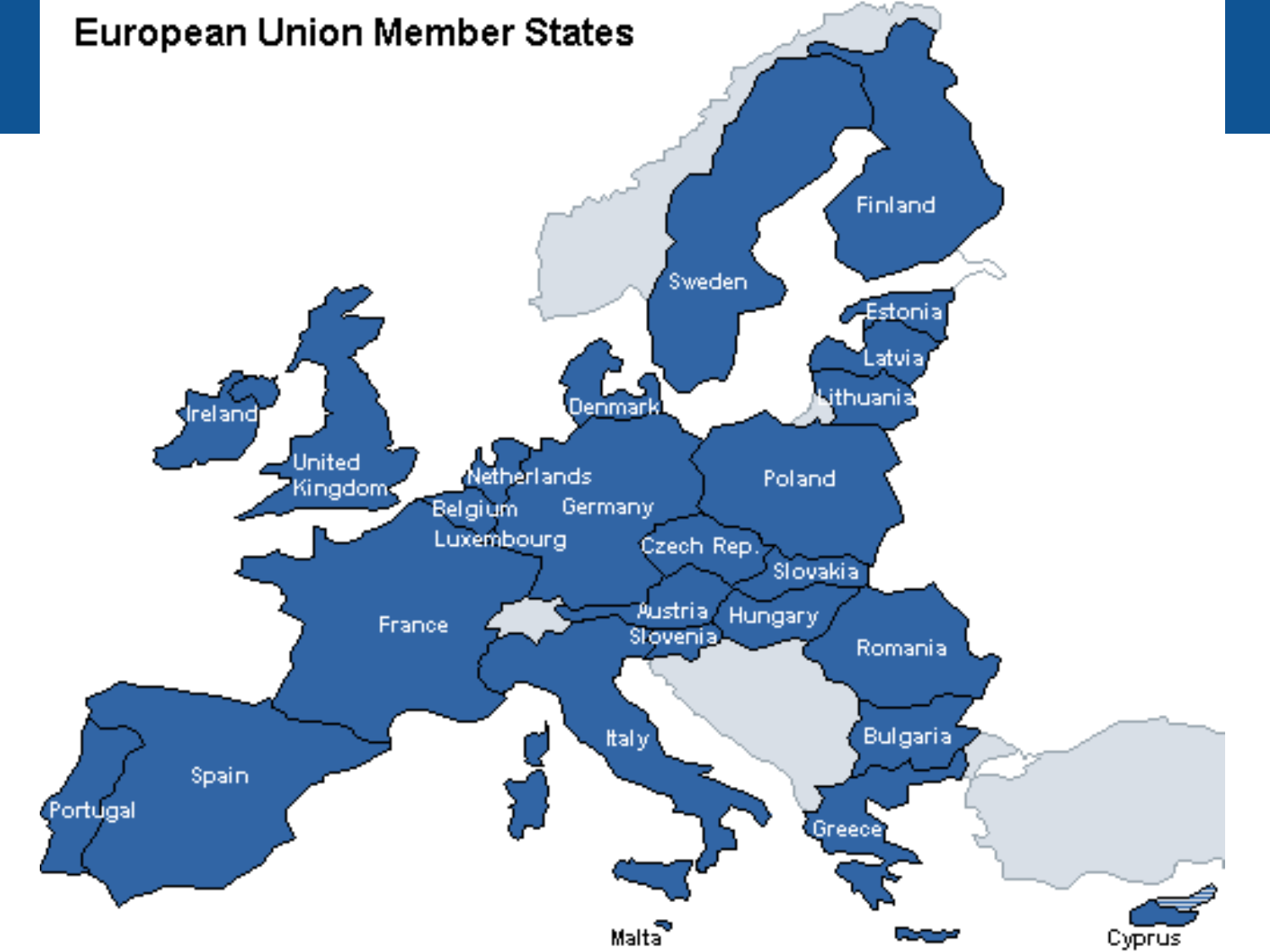# European Union Member States

Finland
Sweden
Estonia
Latvia
Lithuania
Ireland
United Kingdom
Denmark
Netherlands
Belgium
Luxembourg
Germany
Poland
Czech Rep.
Slovakia
Austria
Hungary
Slovenia
France
Romania
Italy
Bulgaria
Spain
Portugal
Greece
Malta
Cyprus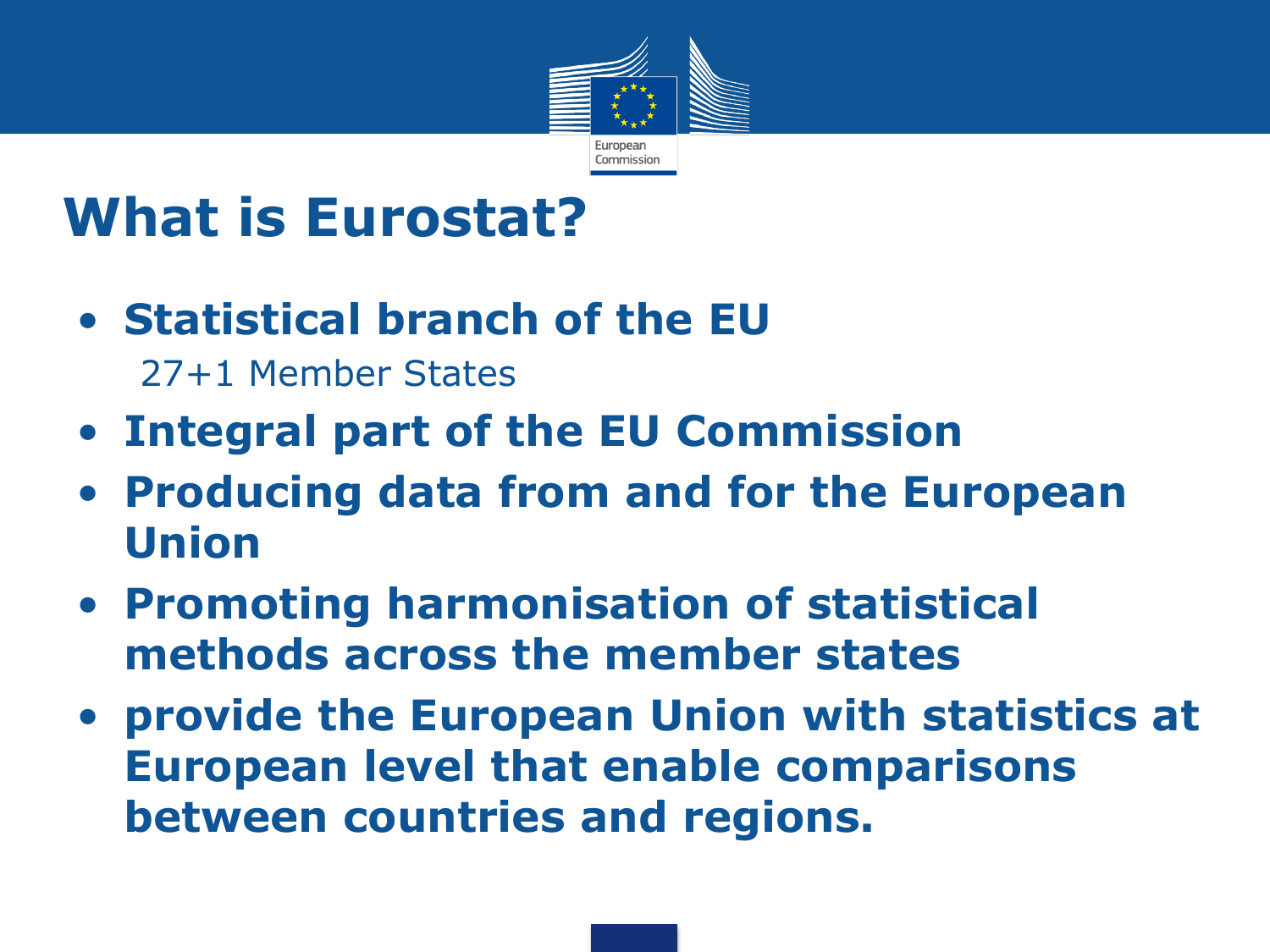# What is Eurostat?

- **Statistical branch of the EU**
  27+1 Member States
- **Integral part of the EU Commission**
- **Producing data from and for the European Union**
- **Promoting harmonisation of statistical methods across the member states**
- **provide the European Union with statistics at European level that enable comparisons between countries and regions.**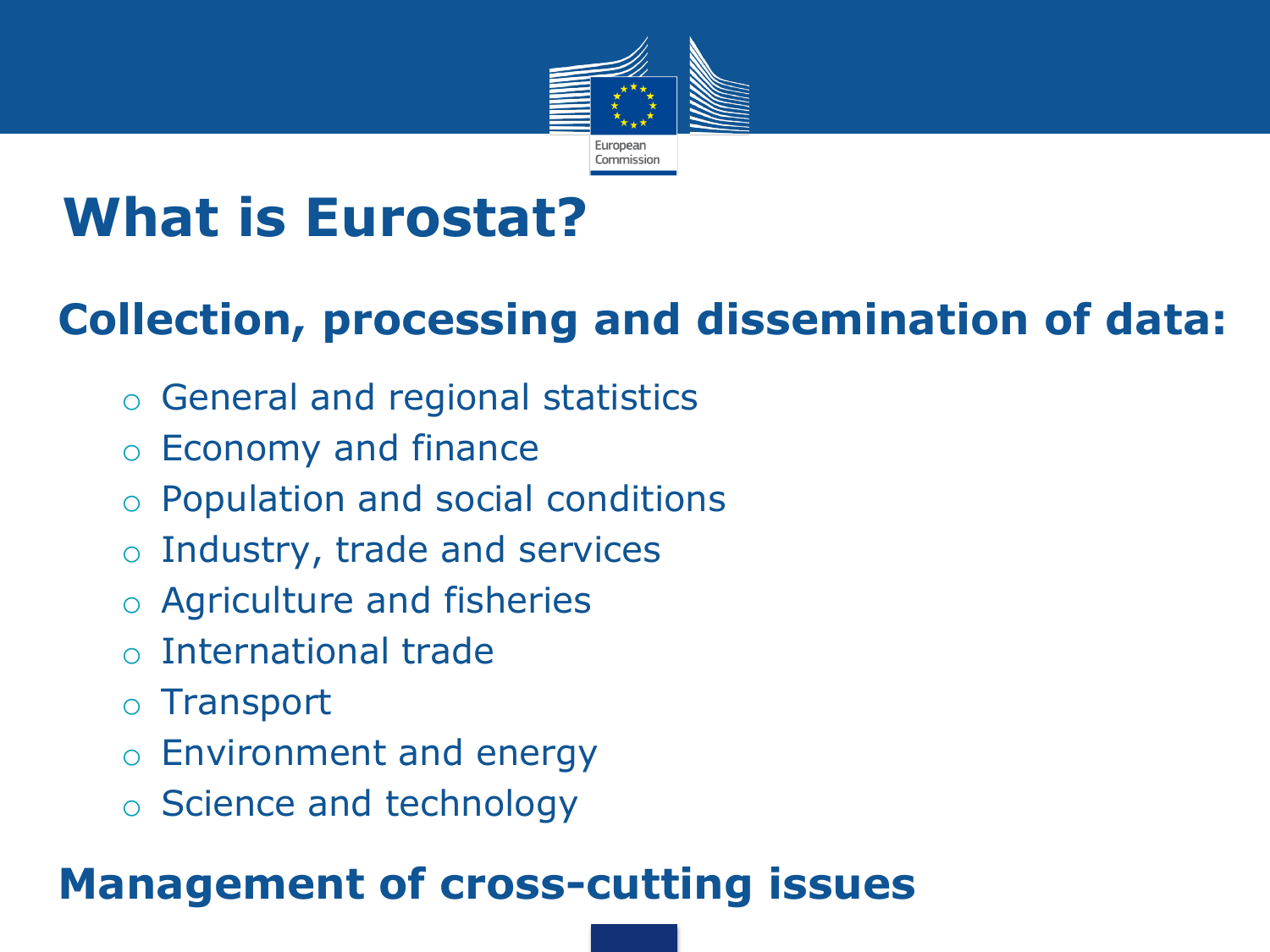# What is Eurostat?

## Collection, processing and dissemination of data:

- General and regional statistics
- Economy and finance
- Population and social conditions
- Industry, trade and services
- Agriculture and fisheries
- International trade
- Transport
- Environment and energy
- Science and technology

## Management of cross-cutting issues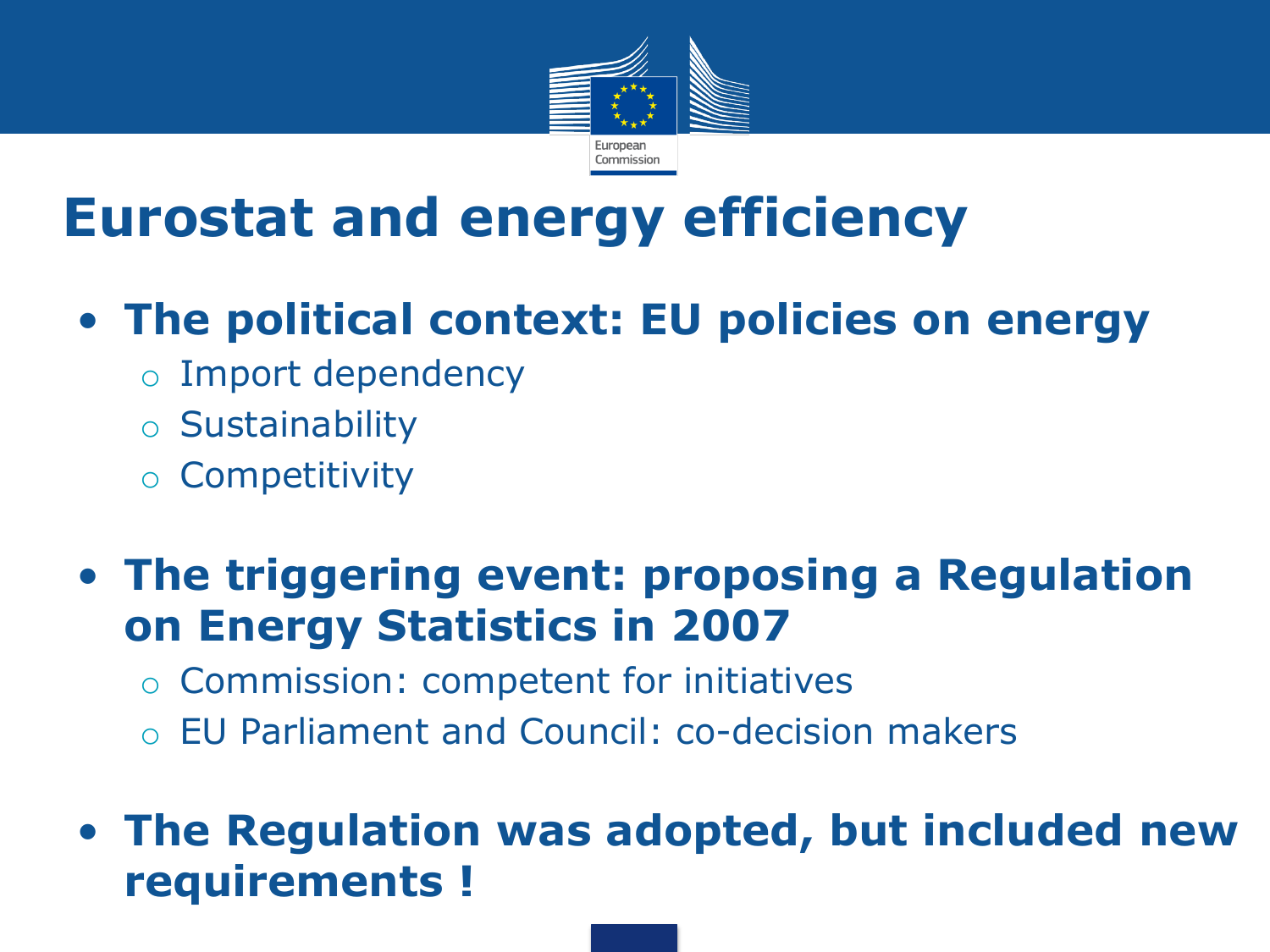# Eurostat and energy efficiency

- **The political context: EU policies on energy**
  - Import dependency
  - Sustainability
  - Competitivity

- **The triggering event: proposing a Regulation on Energy Statistics in 2007**
  - Commission: competent for initiatives
  - EU Parliament and Council: co-decision makers

- **The Regulation was adopted, but included new requirements !**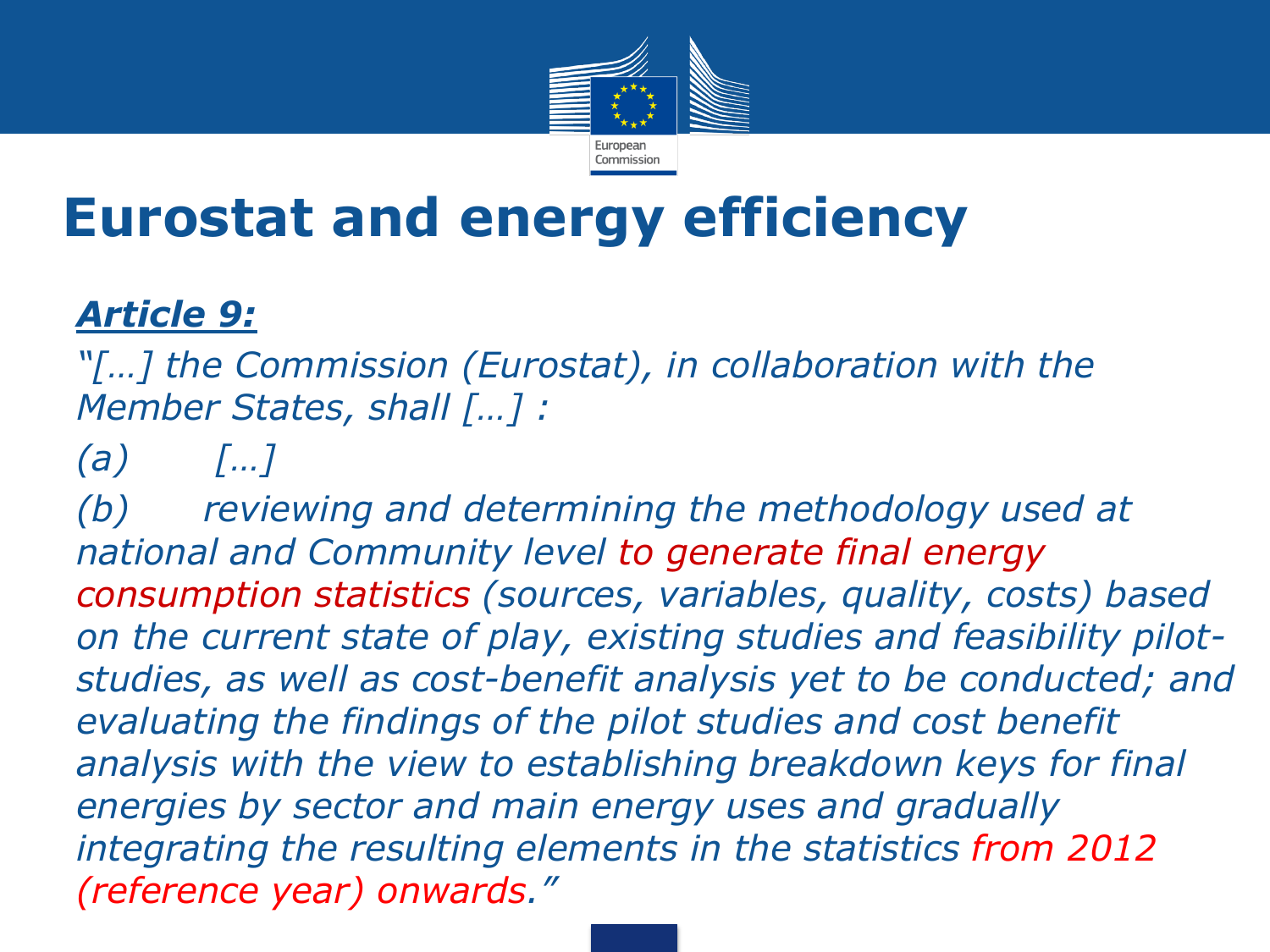# Eurostat and energy efficiency

***Article 9:***

*"[…] the Commission (Eurostat), in collaboration with the Member States, shall […] :*

*(a) […]*

*(b) reviewing and determining the methodology used at national and Community level to generate final energy consumption statistics (sources, variables, quality, costs) based on the current state of play, existing studies and feasibility pilot-studies, as well as cost-benefit analysis yet to be conducted; and evaluating the findings of the pilot studies and cost benefit analysis with the view to establishing breakdown keys for final energies by sector and main energy uses and gradually integrating the resulting elements in the statistics from 2012 (reference year) onwards."*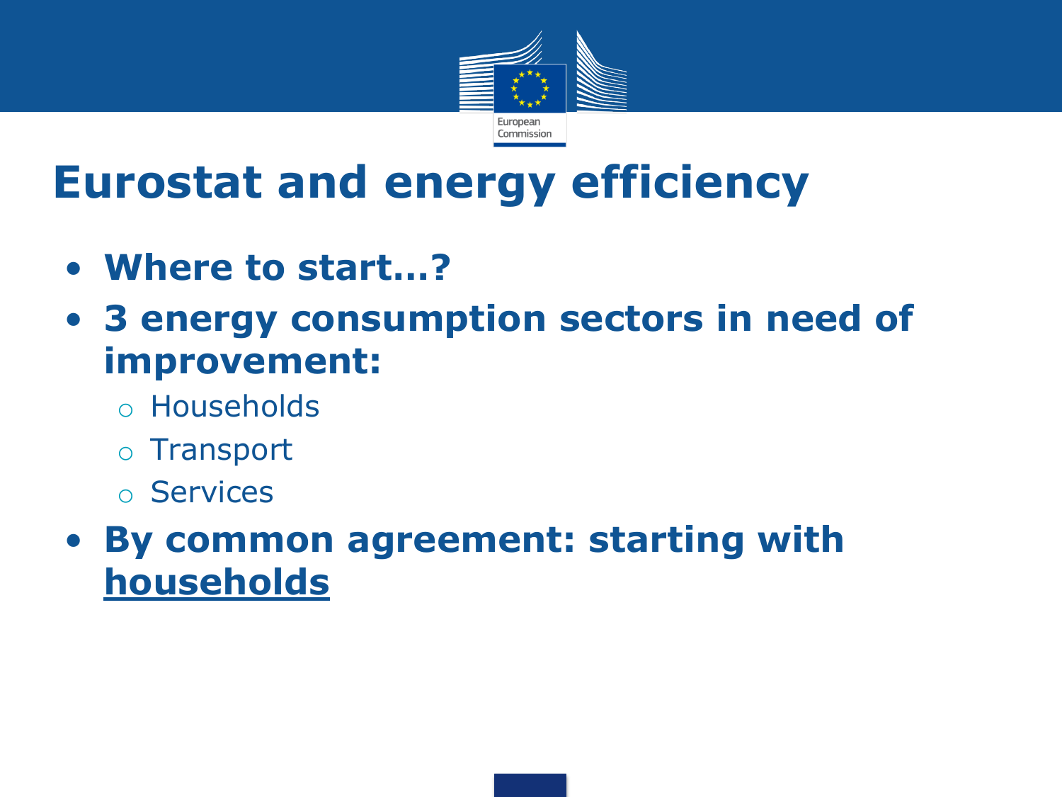# Eurostat and energy efficiency

- **Where to start…?**
- **3 energy consumption sectors in need of improvement:**
  - Households
  - Transport
  - Services
- **By common agreement: starting with <u>households</u>**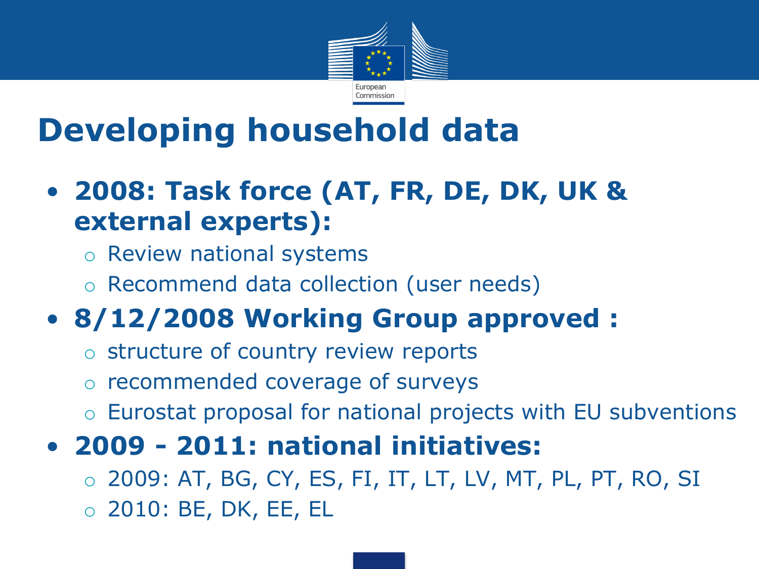# Developing household data

- **2008: Task force (AT, FR, DE, DK, UK & external experts):**
  - Review national systems
  - Recommend data collection (user needs)
- **8/12/2008 Working Group approved :**
  - structure of country review reports
  - recommended coverage of surveys
  - Eurostat proposal for national projects with EU subventions
- **2009 - 2011: national initiatives:**
  - 2009: AT, BG, CY, ES, FI, IT, LT, LV, MT, PL, PT, RO, SI
  - 2010: BE, DK, EE, EL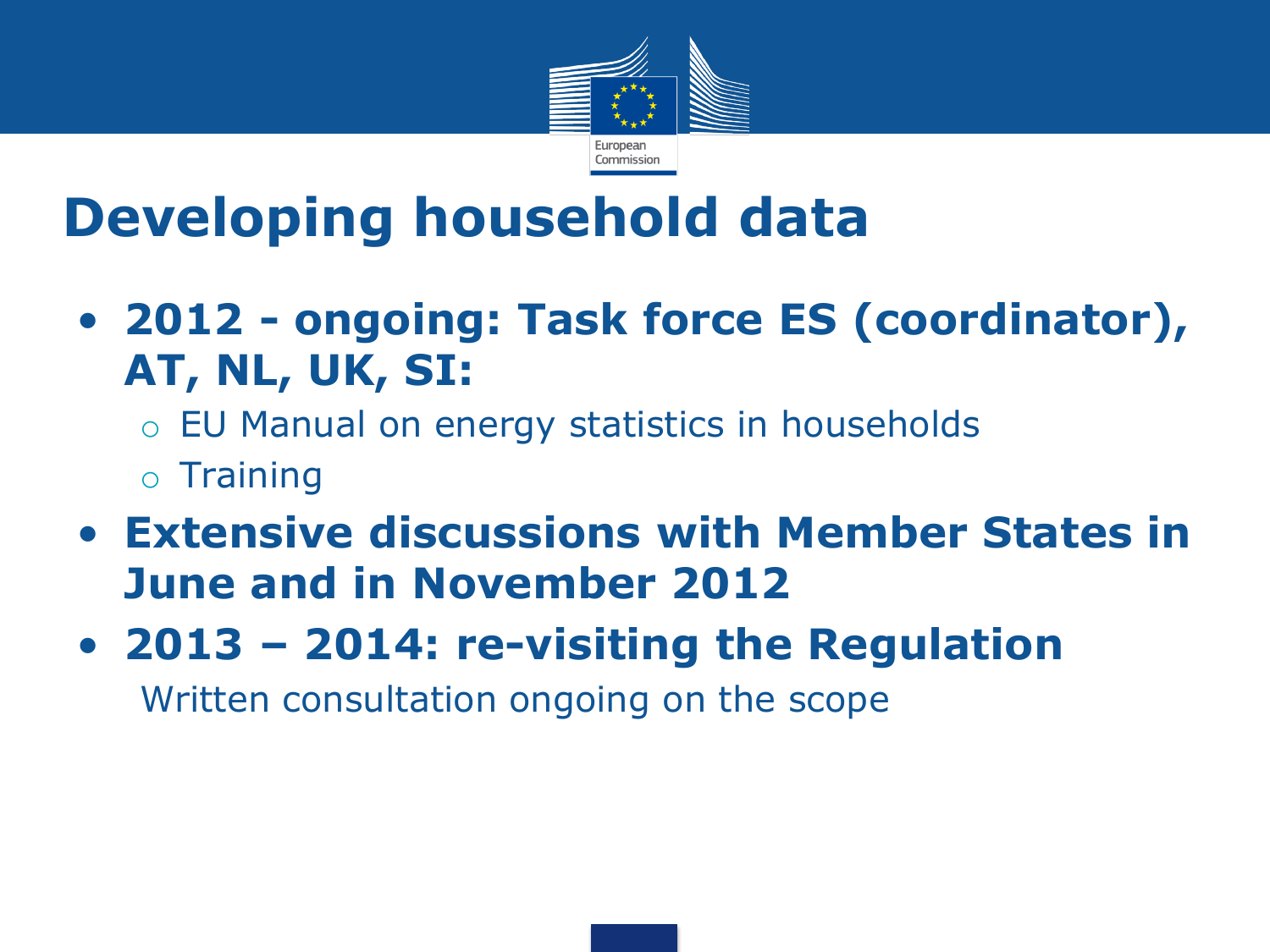# Developing household data

- **2012 - ongoing: Task force ES (coordinator), AT, NL, UK, SI:**
  - EU Manual on energy statistics in households
  - Training
- **Extensive discussions with Member States in June and in November 2012**
- **2013 – 2014: re-visiting the Regulation**

  Written consultation ongoing on the scope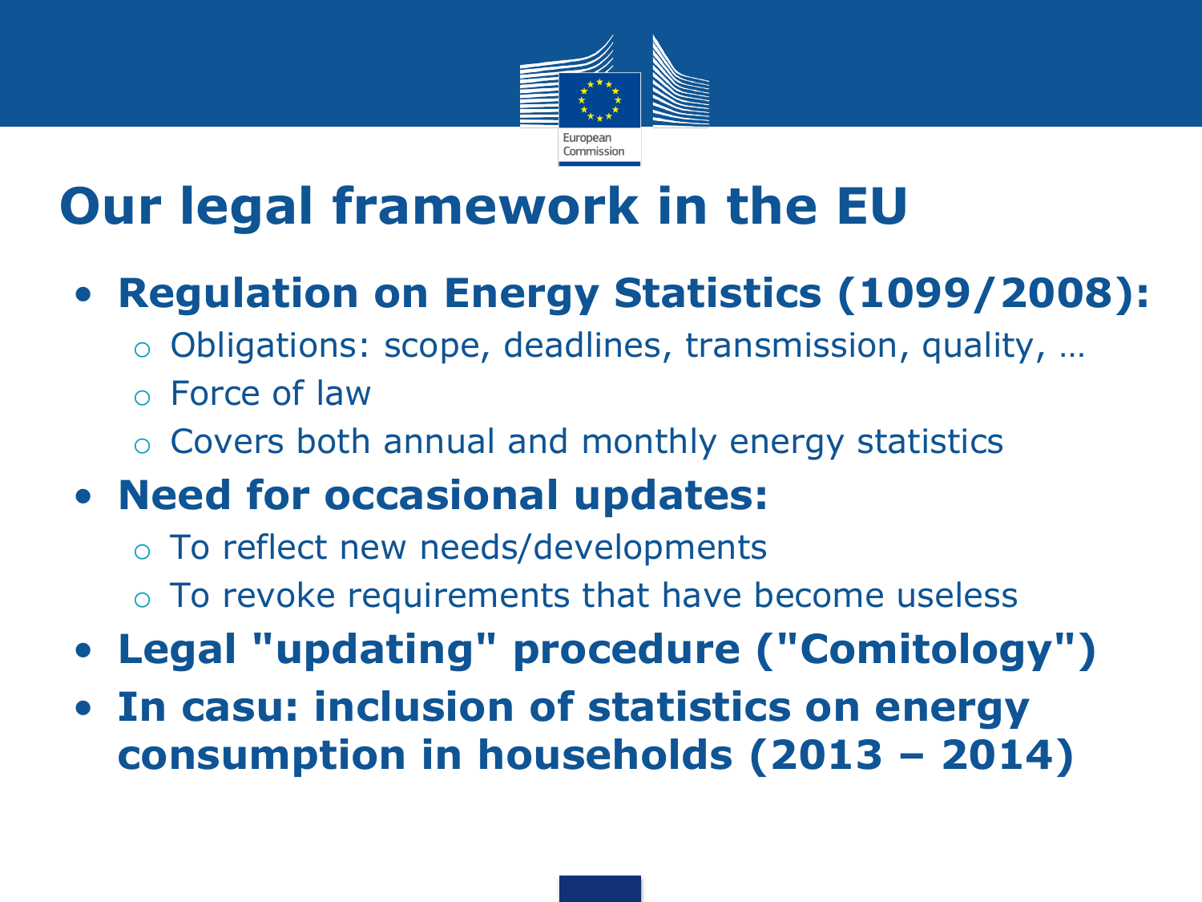# Our legal framework in the EU

- **Regulation on Energy Statistics (1099/2008):**
  - Obligations: scope, deadlines, transmission, quality, …
  - Force of law
  - Covers both annual and monthly energy statistics
- **Need for occasional updates:**
  - To reflect new needs/developments
  - To revoke requirements that have become useless
- **Legal "updating" procedure ("Comitology")**
- **In casu: inclusion of statistics on energy consumption in households (2013 – 2014)**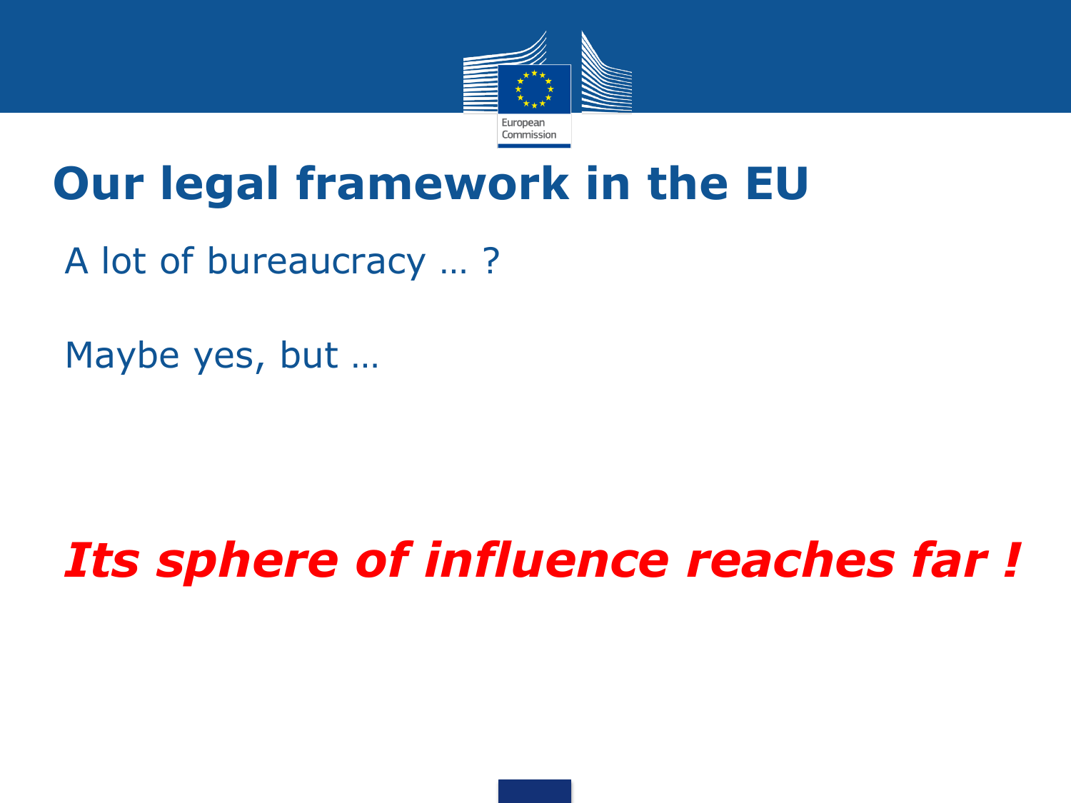# Our legal framework in the EU

A lot of bureaucracy … ?

Maybe yes, but …

***Its sphere of influence reaches far !***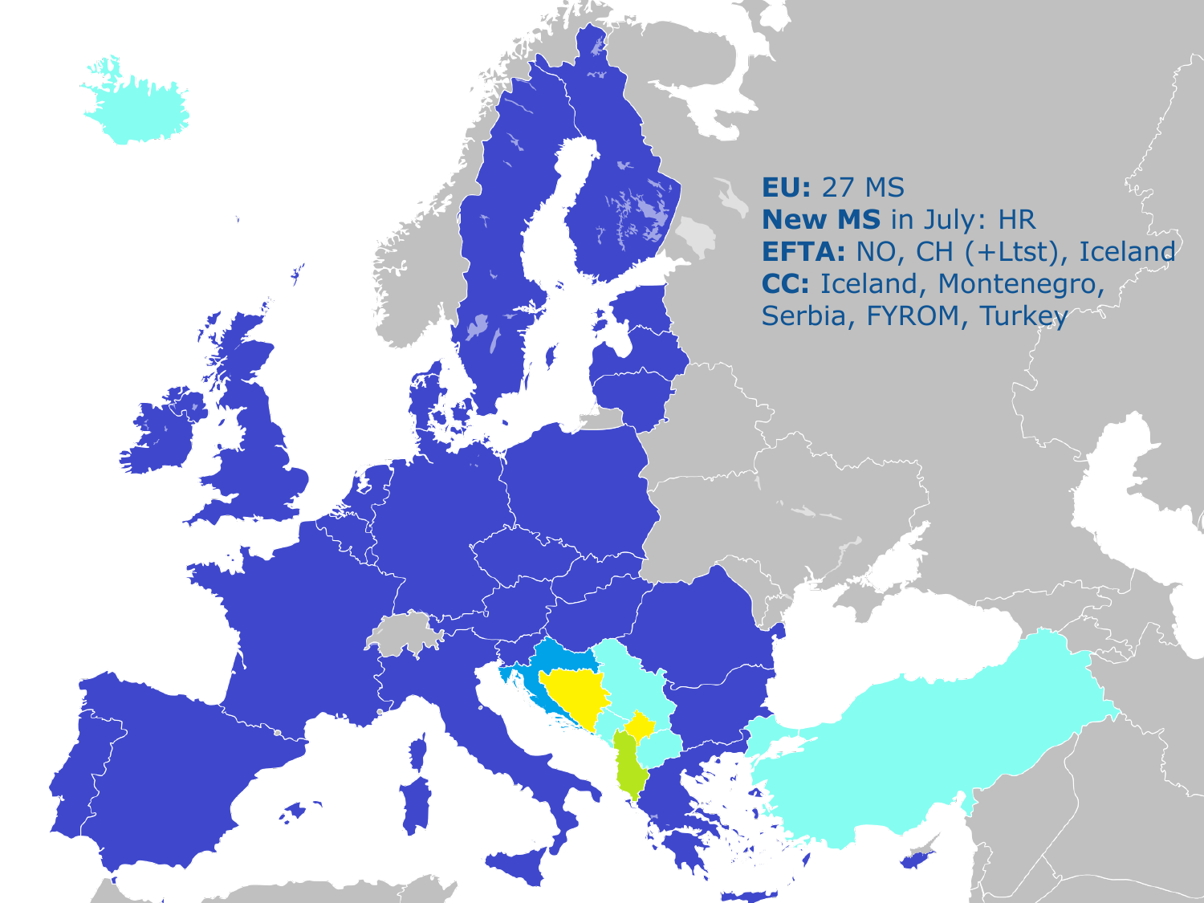**EU:** 27 MS
**New MS** in July: HR
**EFTA:** NO, CH (+Ltst), Iceland
**CC:** Iceland, Montenegro, Serbia, FYROM, Turkey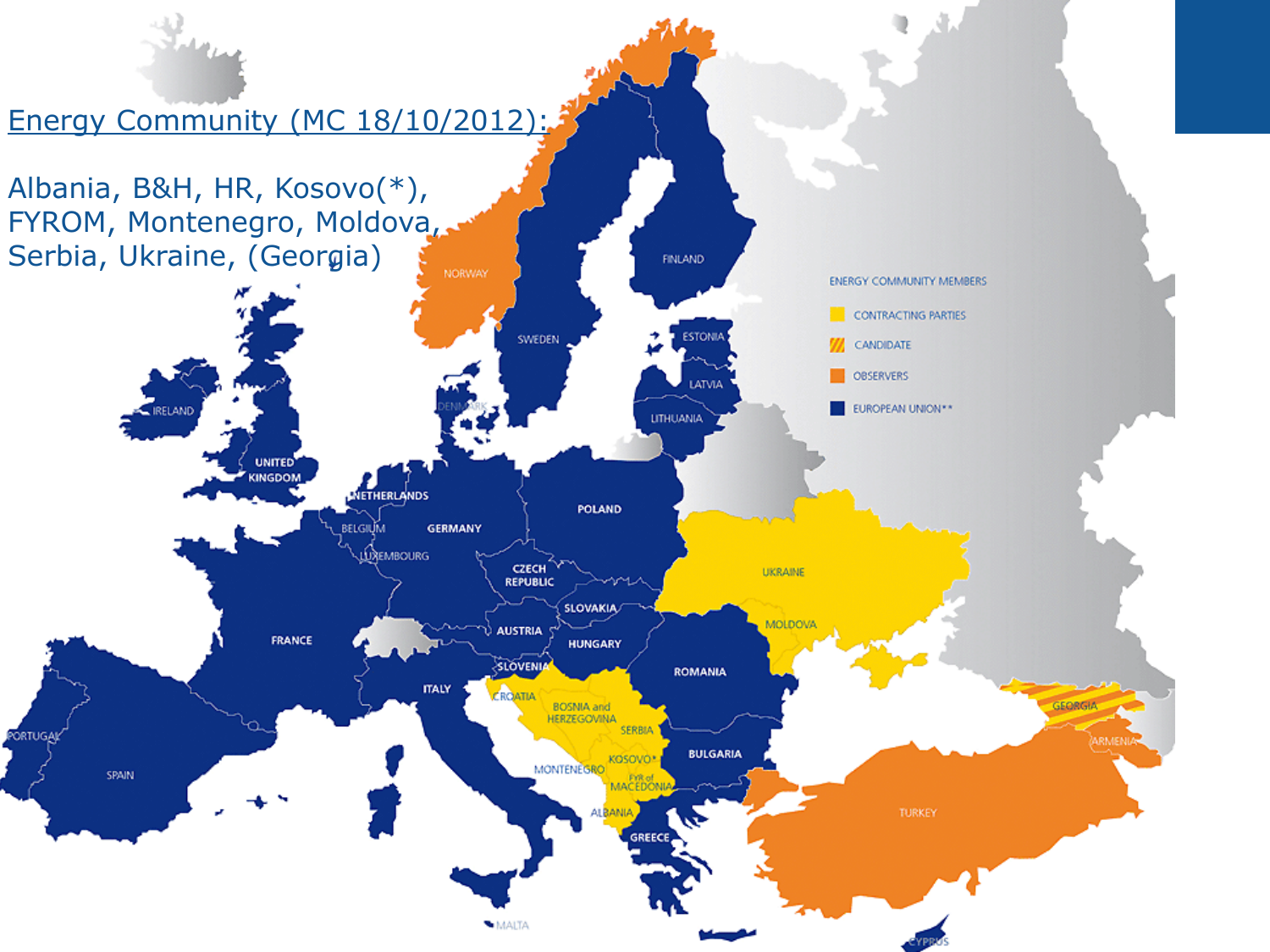Energy Community (MC 18/10/2012):

Albania, B&H, HR, Kosovo(*), FYROM, Montenegro, Moldova, Serbia, Ukraine, (Georgia)

ENERGY COMMUNITY MEMBERS

- CONTRACTING PARTIES
- CANDIDATE
- OBSERVERS
- EUROPEAN UNION**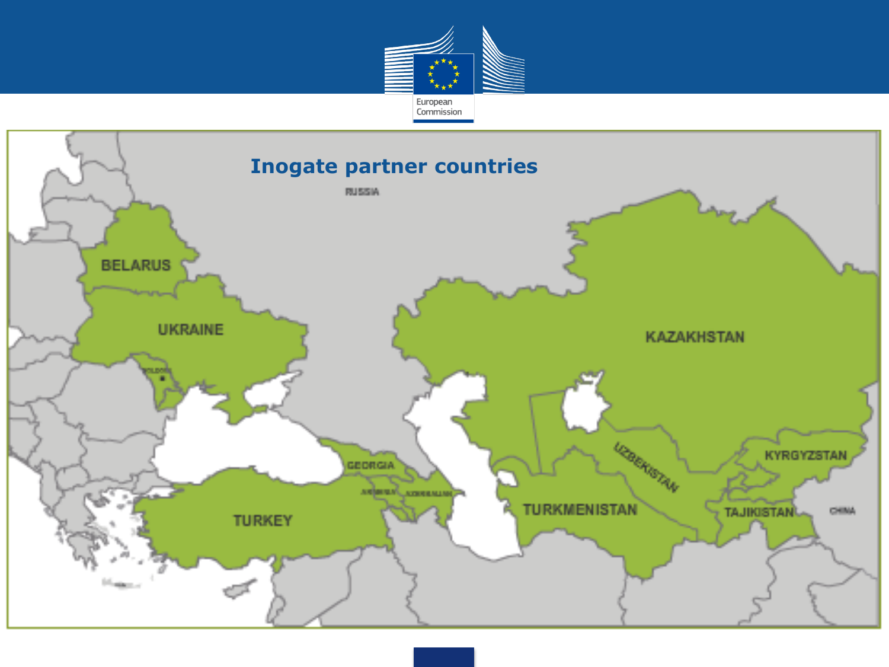# Inogate partner countries

RUSSIA

BELARUS

UKRAINE

MOLDOVA

GEORGIA

ARMENIA

AZERBAIJAN

TURKEY

KAZAKHSTAN

UZBEKISTAN

KYRGYZSTAN

TURKMENISTAN

TAJIKISTAN

CHINA